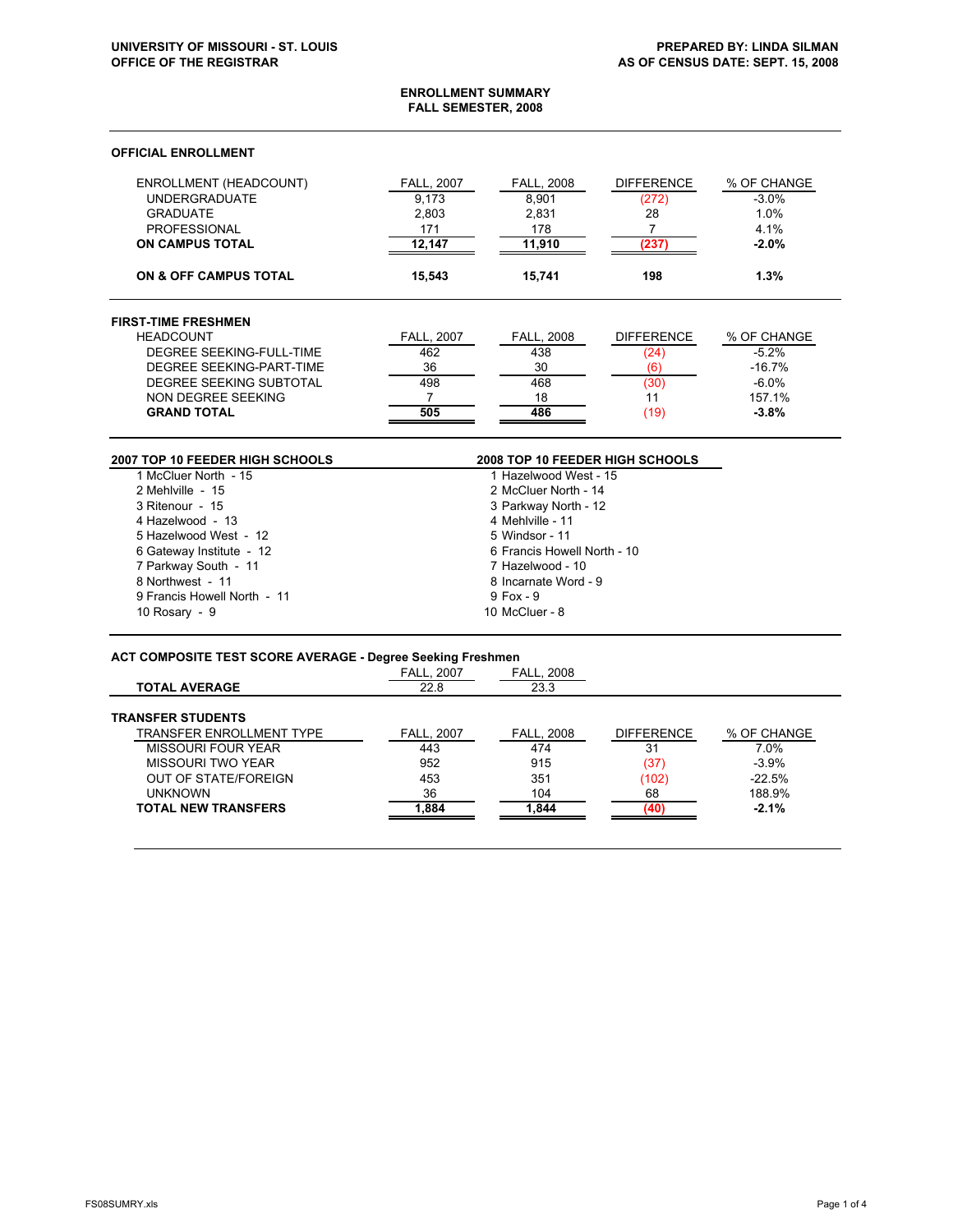**UNIVERSITY OF MISSOURI - ST. LOUIS**
**OFFICE OF THE REGISTRAR**

**PREPARED BY: LINDA SILMAN**
**AS OF CENSUS DATE: SEPT. 15, 2008**

## ENROLLMENT SUMMARY
## FALL SEMESTER, 2008

### OFFICIAL ENROLLMENT

| ENROLLMENT (HEADCOUNT) | FALL, 2007 | FALL, 2008 | DIFFERENCE | % OF CHANGE |
|---|---|---|---|---|
| UNDERGRADUATE | 9,173 | 8,901 | (272) | -3.0% |
| GRADUATE | 2,803 | 2,831 | 28 | 1.0% |
| PROFESSIONAL | 171 | 178 | 7 | 4.1% |
| **ON CAMPUS TOTAL** | **12,147** | **11,910** | **(237)** | **-2.0%** |
| **ON & OFF CAMPUS TOTAL** | **15,543** | **15,741** | **198** | **1.3%** |

### FIRST-TIME FRESHMEN

| HEADCOUNT | FALL, 2007 | FALL, 2008 | DIFFERENCE | % OF CHANGE |
|---|---|---|---|---|
| DEGREE SEEKING-FULL-TIME | 462 | 438 | (24) | -5.2% |
| DEGREE SEEKING-PART-TIME | 36 | 30 | (6) | -16.7% |
| DEGREE SEEKING SUBTOTAL | 498 | 468 | (30) | -6.0% |
| NON DEGREE SEEKING | 7 | 18 | 11 | 157.1% |
| **GRAND TOTAL** | **505** | **486** | (19) | **-3.8%** |

| 2007 TOP 10 FEEDER HIGH SCHOOLS | 2008 TOP 10 FEEDER HIGH SCHOOLS |
|---|---|
| 1 McCluer North - 15 | 1 Hazelwood West - 15 |
| 2 Mehlville - 15 | 2 McCluer North - 14 |
| 3 Ritenour - 15 | 3 Parkway North - 12 |
| 4 Hazelwood - 13 | 4 Mehlville - 11 |
| 5 Hazelwood West - 12 | 5 Windsor - 11 |
| 6 Gateway Institute - 12 | 6 Francis Howell North - 10 |
| 7 Parkway South - 11 | 7 Hazelwood - 10 |
| 8 Northwest - 11 | 8 Incarnate Word - 9 |
| 9 Francis Howell North - 11 | 9 Fox - 9 |
| 10 Rosary - 9 | 10 McCluer - 8 |

### ACT COMPOSITE TEST SCORE AVERAGE - Degree Seeking Freshmen

| | FALL, 2007 | FALL, 2008 |
|---|---|---|
| **TOTAL AVERAGE** | 22.8 | 23.3 |

### TRANSFER STUDENTS

| TRANSFER ENROLLMENT TYPE | FALL, 2007 | FALL, 2008 | DIFFERENCE | % OF CHANGE |
|---|---|---|---|---|
| MISSOURI FOUR YEAR | 443 | 474 | 31 | 7.0% |
| MISSOURI TWO YEAR | 952 | 915 | (37) | -3.9% |
| OUT OF STATE/FOREIGN | 453 | 351 | (102) | -22.5% |
| UNKNOWN | 36 | 104 | 68 | 188.9% |
| **TOTAL NEW TRANSFERS** | **1,884** | **1,844** | **(40)** | **-2.1%** |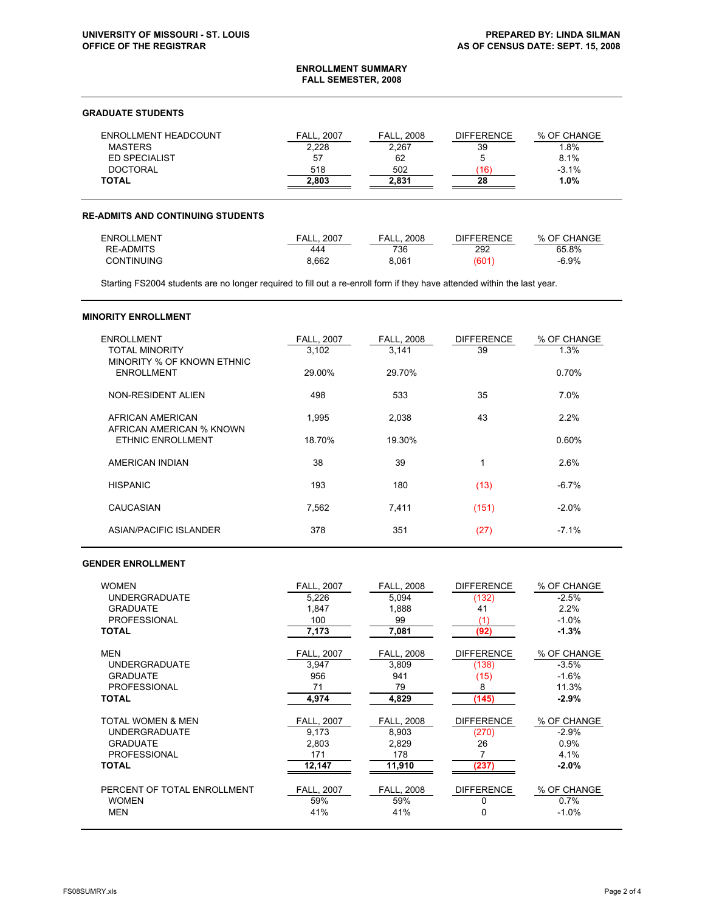**UNIVERSITY OF MISSOURI - ST. LOUIS**
**OFFICE OF THE REGISTRAR**

**PREPARED BY: LINDA SILMAN**
**AS OF CENSUS DATE: SEPT. 15, 2008**

# ENROLLMENT SUMMARY
## FALL SEMESTER, 2008

### GRADUATE STUDENTS

| ENROLLMENT HEADCOUNT | FALL, 2007 | FALL, 2008 | DIFFERENCE | % OF CHANGE |
|---|---|---|---|---|
| MASTERS | 2,228 | 2,267 | 39 | 1.8% |
| ED SPECIALIST | 57 | 62 | 5 | 8.1% |
| DOCTORAL | 518 | 502 | (16) | -3.1% |
| **TOTAL** | **2,803** | **2,831** | **28** | **1.0%** |

### RE-ADMITS AND CONTINUING STUDENTS

| ENROLLMENT | FALL, 2007 | FALL, 2008 | DIFFERENCE | % OF CHANGE |
|---|---|---|---|---|
| RE-ADMITS | 444 | 736 | 292 | 65.8% |
| CONTINUING | 8,662 | 8,061 | (601) | -6.9% |

Starting FS2004 students are no longer required to fill out a re-enroll form if they have attended within the last year.

### MINORITY ENROLLMENT

| ENROLLMENT | FALL, 2007 | FALL, 2008 | DIFFERENCE | % OF CHANGE |
|---|---|---|---|---|
| TOTAL MINORITY | 3,102 | 3,141 | 39 | 1.3% |
| MINORITY % OF KNOWN ETHNIC ENROLLMENT | 29.00% | 29.70% | | 0.70% |
| NON-RESIDENT ALIEN | 498 | 533 | 35 | 7.0% |
| AFRICAN AMERICAN | 1,995 | 2,038 | 43 | 2.2% |
| AFRICAN AMERICAN % KNOWN ETHNIC ENROLLMENT | 18.70% | 19.30% | | 0.60% |
| AMERICAN INDIAN | 38 | 39 | 1 | 2.6% |
| HISPANIC | 193 | 180 | (13) | -6.7% |
| CAUCASIAN | 7,562 | 7,411 | (151) | -2.0% |
| ASIAN/PACIFIC ISLANDER | 378 | 351 | (27) | -7.1% |

### GENDER ENROLLMENT

| WOMEN | FALL, 2007 | FALL, 2008 | DIFFERENCE | % OF CHANGE |
|---|---|---|---|---|
| UNDERGRADUATE | 5,226 | 5,094 | (132) | -2.5% |
| GRADUATE | 1,847 | 1,888 | 41 | 2.2% |
| PROFESSIONAL | 100 | 99 | (1) | -1.0% |
| **TOTAL** | **7,173** | **7,081** | **(92)** | **-1.3%** |

| MEN | FALL, 2007 | FALL, 2008 | DIFFERENCE | % OF CHANGE |
|---|---|---|---|---|
| UNDERGRADUATE | 3,947 | 3,809 | (138) | -3.5% |
| GRADUATE | 956 | 941 | (15) | -1.6% |
| PROFESSIONAL | 71 | 79 | 8 | 11.3% |
| **TOTAL** | **4,974** | **4,829** | **(145)** | **-2.9%** |

| TOTAL WOMEN & MEN | FALL, 2007 | FALL, 2008 | DIFFERENCE | % OF CHANGE |
|---|---|---|---|---|
| UNDERGRADUATE | 9,173 | 8,903 | (270) | -2.9% |
| GRADUATE | 2,803 | 2,829 | 26 | 0.9% |
| PROFESSIONAL | 171 | 178 | 7 | 4.1% |
| **TOTAL** | **12,147** | **11,910** | **(237)** | **-2.0%** |

| PERCENT OF TOTAL ENROLLMENT | FALL, 2007 | FALL, 2008 | DIFFERENCE | % OF CHANGE |
|---|---|---|---|---|
| WOMEN | 59% | 59% | 0 | 0.7% |
| MEN | 41% | 41% | 0 | -1.0% |

FS08SUMRY.xls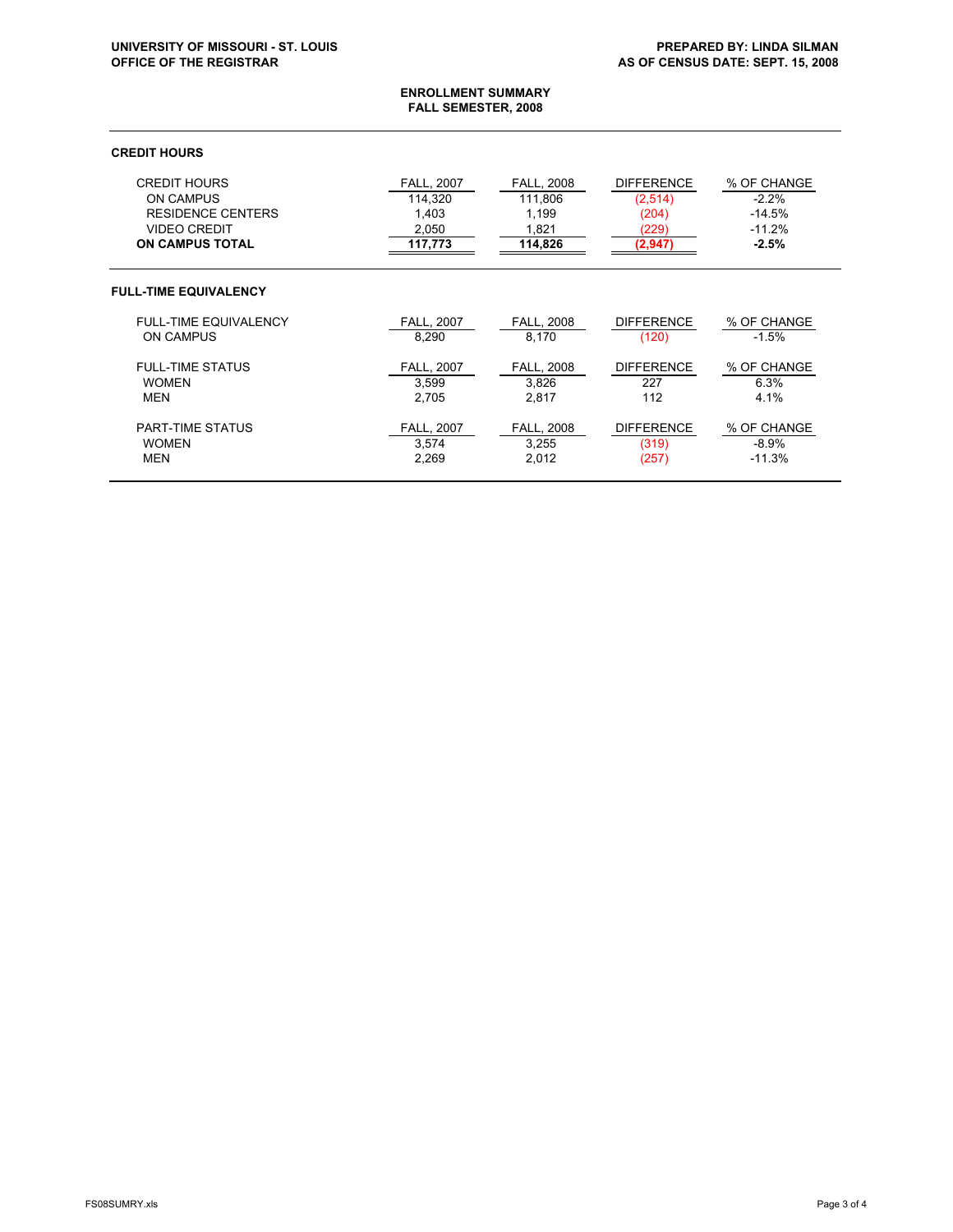UNIVERSITY OF MISSOURI - ST. LOUIS
OFFICE OF THE REGISTRAR

PREPARED BY: LINDA SILMAN
AS OF CENSUS DATE: SEPT. 15, 2008

# ENROLLMENT SUMMARY
## FALL SEMESTER, 2008

### CREDIT HOURS

| CREDIT HOURS | FALL, 2007 | FALL, 2008 | DIFFERENCE | % OF CHANGE |
|---|---|---|---|---|
| ON CAMPUS | 114,320 | 111,806 | (2,514) | -2.2% |
| RESIDENCE CENTERS | 1,403 | 1,199 | (204) | -14.5% |
| VIDEO CREDIT | 2,050 | 1,821 | (229) | -11.2% |
| **ON CAMPUS TOTAL** | **117,773** | **114,826** | **(2,947)** | **-2.5%** |

### FULL-TIME EQUIVALENCY

| FULL-TIME EQUIVALENCY | FALL, 2007 | FALL, 2008 | DIFFERENCE | % OF CHANGE |
|---|---|---|---|---|
| ON CAMPUS | 8,290 | 8,170 | (120) | -1.5% |

| FULL-TIME STATUS | FALL, 2007 | FALL, 2008 | DIFFERENCE | % OF CHANGE |
|---|---|---|---|---|
| WOMEN | 3,599 | 3,826 | 227 | 6.3% |
| MEN | 2,705 | 2,817 | 112 | 4.1% |

| PART-TIME STATUS | FALL, 2007 | FALL, 2008 | DIFFERENCE | % OF CHANGE |
|---|---|---|---|---|
| WOMEN | 3,574 | 3,255 | (319) | -8.9% |
| MEN | 2,269 | 2,012 | (257) | -11.3% |

FS08SUMRY.xls